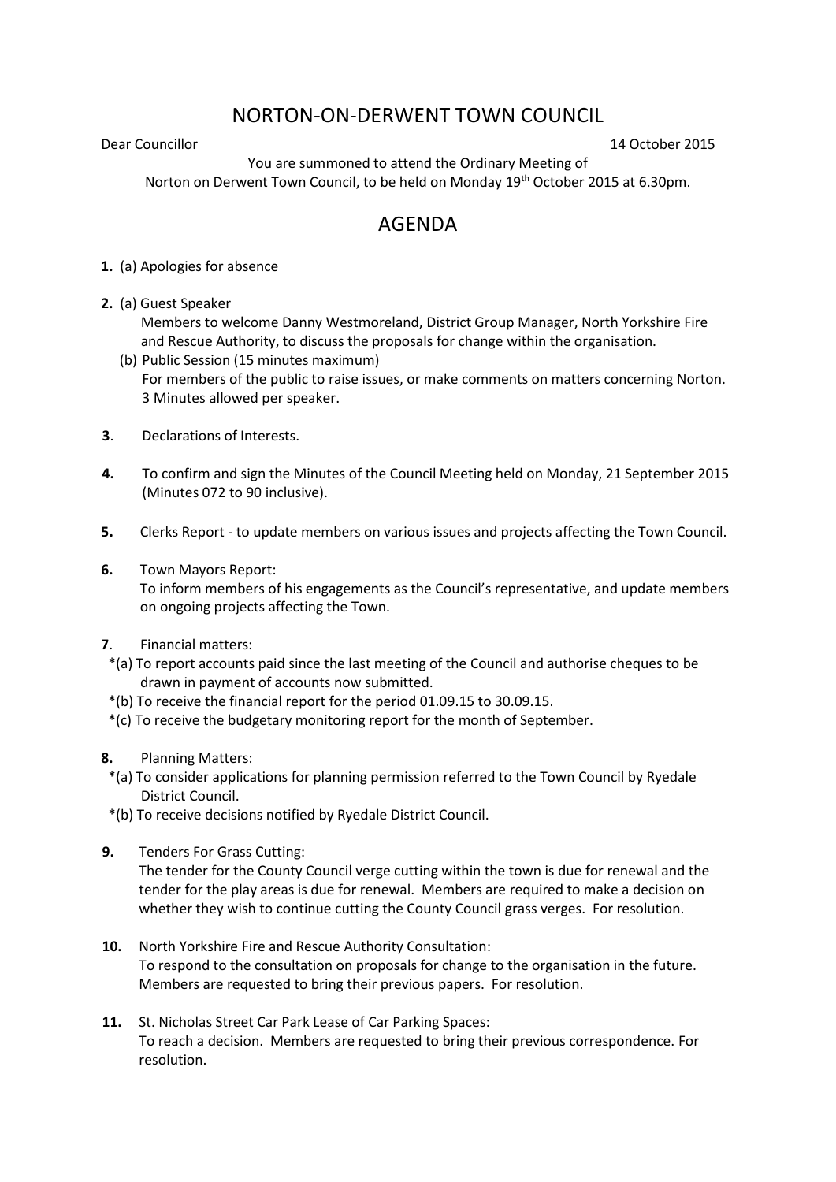# NORTON-ON-DERWENT TOWN COUNCIL

Dear Councillor 14 October 2015

You are summoned to attend the Ordinary Meeting of Norton on Derwent Town Council, to be held on Monday 19th October 2015 at 6.30pm.

## AGENDA

**1.** (a) Apologies for absence

**2.** (a) Guest Speaker
Members to welcome Danny Westmoreland, District Group Manager, North Yorkshire Fire and Rescue Authority, to discuss the proposals for change within the organisation.
(b) Public Session (15 minutes maximum)
For members of the public to raise issues, or make comments on matters concerning Norton. 3 Minutes allowed per speaker.

**3**. Declarations of Interests.

**4.** To confirm and sign the Minutes of the Council Meeting held on Monday, 21 September 2015 (Minutes 072 to 90 inclusive).

**5.** Clerks Report - to update members on various issues and projects affecting the Town Council.

**6.** Town Mayors Report:
To inform members of his engagements as the Council's representative, and update members on ongoing projects affecting the Town.

**7**. Financial matters:
*(a) To report accounts paid since the last meeting of the Council and authorise cheques to be drawn in payment of accounts now submitted.
*(b) To receive the financial report for the period 01.09.15 to 30.09.15.
*(c) To receive the budgetary monitoring report for the month of September.

**8.** Planning Matters:
*(a) To consider applications for planning permission referred to the Town Council by Ryedale District Council.
*(b) To receive decisions notified by Ryedale District Council.

**9.** Tenders For Grass Cutting:
The tender for the County Council verge cutting within the town is due for renewal and the tender for the play areas is due for renewal. Members are required to make a decision on whether they wish to continue cutting the County Council grass verges. For resolution.

**10.** North Yorkshire Fire and Rescue Authority Consultation:
To respond to the consultation on proposals for change to the organisation in the future. Members are requested to bring their previous papers. For resolution.

**11.** St. Nicholas Street Car Park Lease of Car Parking Spaces:
To reach a decision. Members are requested to bring their previous correspondence. For resolution.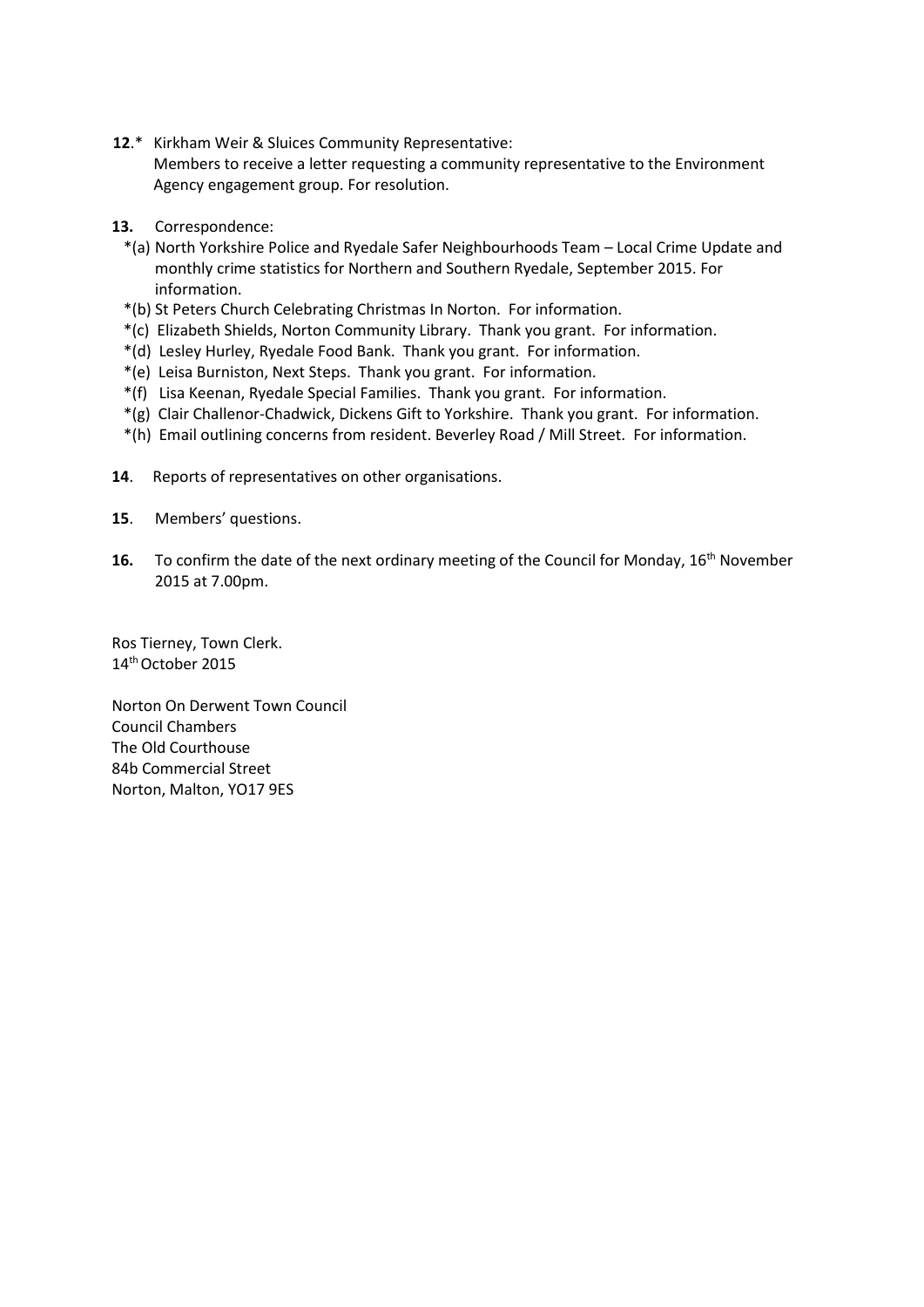**12**.* Kirkham Weir & Sluices Community Representative:
Members to receive a letter requesting a community representative to the Environment Agency engagement group. For resolution.

**13.** Correspondence:

*(a) North Yorkshire Police and Ryedale Safer Neighbourhoods Team – Local Crime Update and monthly crime statistics for Northern and Southern Ryedale, September 2015. For information.

*(b) St Peters Church Celebrating Christmas In Norton. For information.

*(c) Elizabeth Shields, Norton Community Library. Thank you grant. For information.

*(d) Lesley Hurley, Ryedale Food Bank. Thank you grant. For information.

*(e) Leisa Burniston, Next Steps. Thank you grant. For information.

*(f) Lisa Keenan, Ryedale Special Families. Thank you grant. For information.

*(g) Clair Challenor-Chadwick, Dickens Gift to Yorkshire. Thank you grant. For information.

*(h) Email outlining concerns from resident. Beverley Road / Mill Street. For information.

**14**. Reports of representatives on other organisations.

**15**. Members' questions.

**16.** To confirm the date of the next ordinary meeting of the Council for Monday, 16th November 2015 at 7.00pm.

Ros Tierney, Town Clerk.
14th October 2015

Norton On Derwent Town Council
Council Chambers
The Old Courthouse
84b Commercial Street
Norton, Malton, YO17 9ES